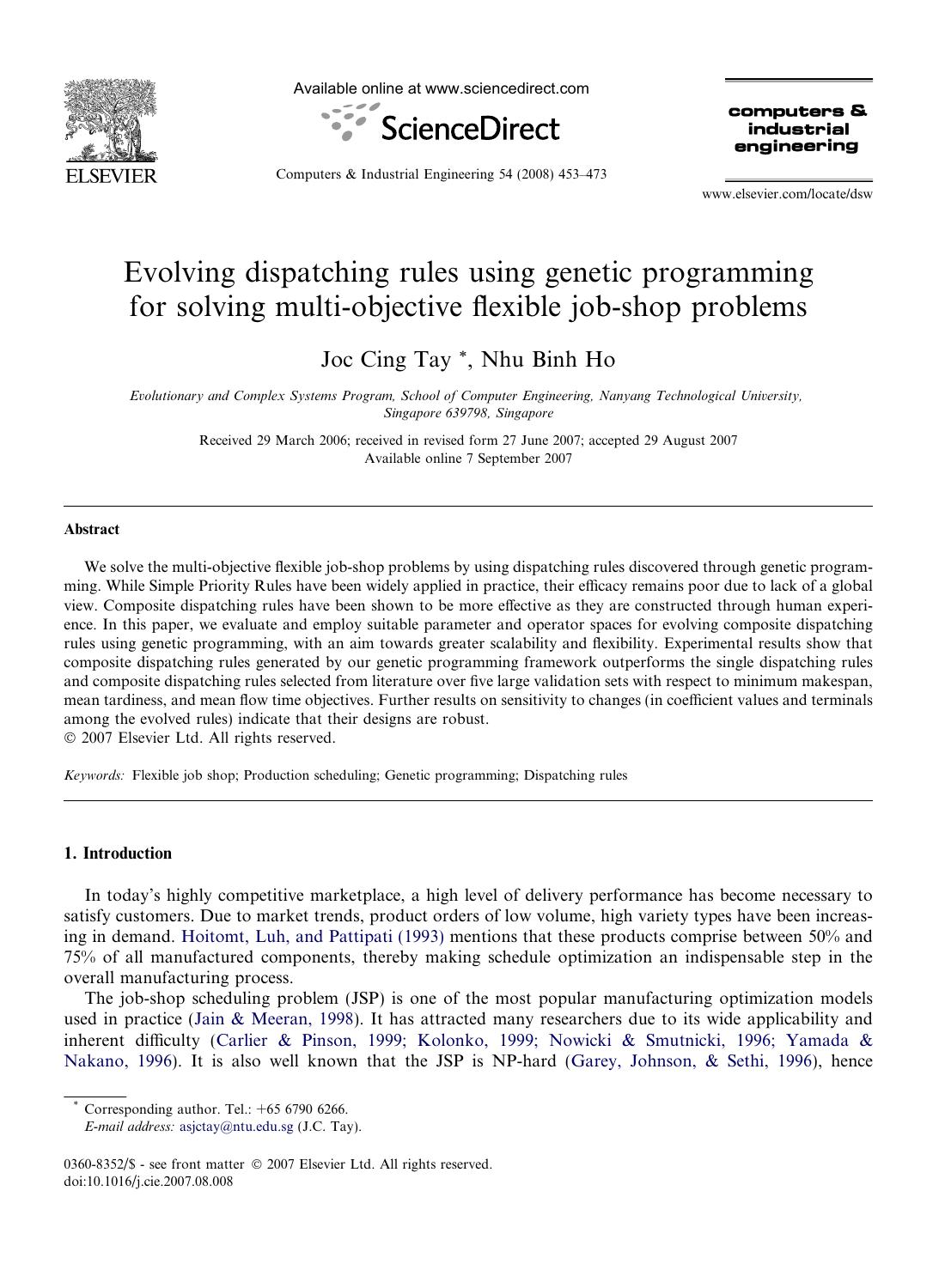# Evolving dispatching rules using genetic programming for solving multi-objective flexible job-shop problems

Joc Cing Tay *, Nhu Binh Ho

*Evolutionary and Complex Systems Program, School of Computer Engineering, Nanyang Technological University, Singapore 639798, Singapore*

Received 29 March 2006; received in revised form 27 June 2007; accepted 29 August 2007
Available online 7 September 2007

## Abstract

We solve the multi-objective flexible job-shop problems by using dispatching rules discovered through genetic programming. While Simple Priority Rules have been widely applied in practice, their efficacy remains poor due to lack of a global view. Composite dispatching rules have been shown to be more effective as they are constructed through human experience. In this paper, we evaluate and employ suitable parameter and operator spaces for evolving composite dispatching rules using genetic programming, with an aim towards greater scalability and flexibility. Experimental results show that composite dispatching rules generated by our genetic programming framework outperforms the single dispatching rules and composite dispatching rules selected from literature over five large validation sets with respect to minimum makespan, mean tardiness, and mean flow time objectives. Further results on sensitivity to changes (in coefficient values and terminals among the evolved rules) indicate that their designs are robust.

© 2007 Elsevier Ltd. All rights reserved.

*Keywords:* Flexible job shop; Production scheduling; Genetic programming; Dispatching rules

## 1. Introduction

In today's highly competitive marketplace, a high level of delivery performance has become necessary to satisfy customers. Due to market trends, product orders of low volume, high variety types have been increasing in demand. Hoitomt, Luh, and Pattipati (1993) mentions that these products comprise between 50% and 75% of all manufactured components, thereby making schedule optimization an indispensable step in the overall manufacturing process.

The job-shop scheduling problem (JSP) is one of the most popular manufacturing optimization models used in practice (Jain & Meeran, 1998). It has attracted many researchers due to its wide applicability and inherent difficulty (Carlier & Pinson, 1999; Kolonko, 1999; Nowicki & Smutnicki, 1996; Yamada & Nakano, 1996). It is also well known that the JSP is NP-hard (Garey, Johnson, & Sethi, 1996), hence

\* Corresponding author. Tel.: +65 6790 6266.
*E-mail address:* asjctay@ntu.edu.sg (J.C. Tay).

0360-8352/$ - see front matter © 2007 Elsevier Ltd. All rights reserved.
doi:10.1016/j.cie.2007.08.008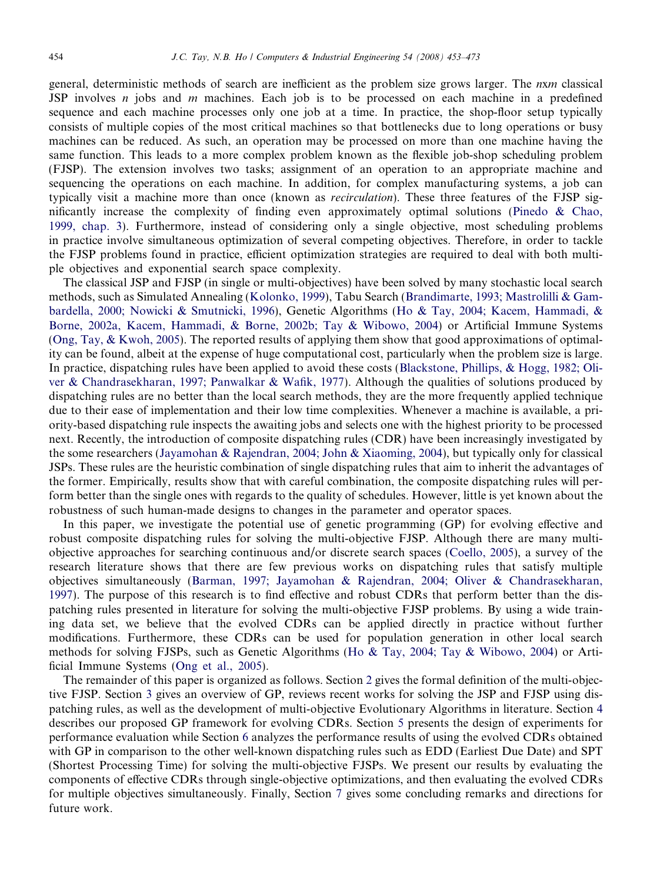general, deterministic methods of search are inefficient as the problem size grows larger. The $n$x$m$ classical JSP involves $n$ jobs and $m$ machines. Each job is to be processed on each machine in a predefined sequence and each machine processes only one job at a time. In practice, the shop-floor setup typically consists of multiple copies of the most critical machines so that bottlenecks due to long operations or busy machines can be reduced. As such, an operation may be processed on more than one machine having the same function. This leads to a more complex problem known as the flexible job-shop scheduling problem (FJSP). The extension involves two tasks; assignment of an operation to an appropriate machine and sequencing the operations on each machine. In addition, for complex manufacturing systems, a job can typically visit a machine more than once (known as *recirculation*). These three features of the FJSP significantly increase the complexity of finding even approximately optimal solutions (Pinedo & Chao, 1999, chap. 3). Furthermore, instead of considering only a single objective, most scheduling problems in practice involve simultaneous optimization of several competing objectives. Therefore, in order to tackle the FJSP problems found in practice, efficient optimization strategies are required to deal with both multiple objectives and exponential search space complexity.

The classical JSP and FJSP (in single or multi-objectives) have been solved by many stochastic local search methods, such as Simulated Annealing (Kolonko, 1999), Tabu Search (Brandimarte, 1993; Mastrolilli & Gambardella, 2000; Nowicki & Smutnicki, 1996), Genetic Algorithms (Ho & Tay, 2004; Kacem, Hammadi, & Borne, 2002a, Kacem, Hammadi, & Borne, 2002b; Tay & Wibowo, 2004) or Artificial Immune Systems (Ong, Tay, & Kwoh, 2005). The reported results of applying them show that good approximations of optimality can be found, albeit at the expense of huge computational cost, particularly when the problem size is large. In practice, dispatching rules have been applied to avoid these costs (Blackstone, Phillips, & Hogg, 1982; Oliver & Chandrasekharan, 1997; Panwalkar & Wafik, 1977). Although the qualities of solutions produced by dispatching rules are no better than the local search methods, they are the more frequently applied technique due to their ease of implementation and their low time complexities. Whenever a machine is available, a priority-based dispatching rule inspects the awaiting jobs and selects one with the highest priority to be processed next. Recently, the introduction of composite dispatching rules (CDR) have been increasingly investigated by the some researchers (Jayamohan & Rajendran, 2004; John & Xiaoming, 2004), but typically only for classical JSPs. These rules are the heuristic combination of single dispatching rules that aim to inherit the advantages of the former. Empirically, results show that with careful combination, the composite dispatching rules will perform better than the single ones with regards to the quality of schedules. However, little is yet known about the robustness of such human-made designs to changes in the parameter and operator spaces.

In this paper, we investigate the potential use of genetic programming (GP) for evolving effective and robust composite dispatching rules for solving the multi-objective FJSP. Although there are many multi-objective approaches for searching continuous and/or discrete search spaces (Coello, 2005), a survey of the research literature shows that there are few previous works on dispatching rules that satisfy multiple objectives simultaneously (Barman, 1997; Jayamohan & Rajendran, 2004; Oliver & Chandrasekharan, 1997). The purpose of this research is to find effective and robust CDRs that perform better than the dispatching rules presented in literature for solving the multi-objective FJSP problems. By using a wide training data set, we believe that the evolved CDRs can be applied directly in practice without further modifications. Furthermore, these CDRs can be used for population generation in other local search methods for solving FJSPs, such as Genetic Algorithms (Ho & Tay, 2004; Tay & Wibowo, 2004) or Artificial Immune Systems (Ong et al., 2005).

The remainder of this paper is organized as follows. Section 2 gives the formal definition of the multi-objective FJSP. Section 3 gives an overview of GP, reviews recent works for solving the JSP and FJSP using dispatching rules, as well as the development of multi-objective Evolutionary Algorithms in literature. Section 4 describes our proposed GP framework for evolving CDRs. Section 5 presents the design of experiments for performance evaluation while Section 6 analyzes the performance results of using the evolved CDRs obtained with GP in comparison to the other well-known dispatching rules such as EDD (Earliest Due Date) and SPT (Shortest Processing Time) for solving the multi-objective FJSPs. We present our results by evaluating the components of effective CDRs through single-objective optimizations, and then evaluating the evolved CDRs for multiple objectives simultaneously. Finally, Section 7 gives some concluding remarks and directions for future work.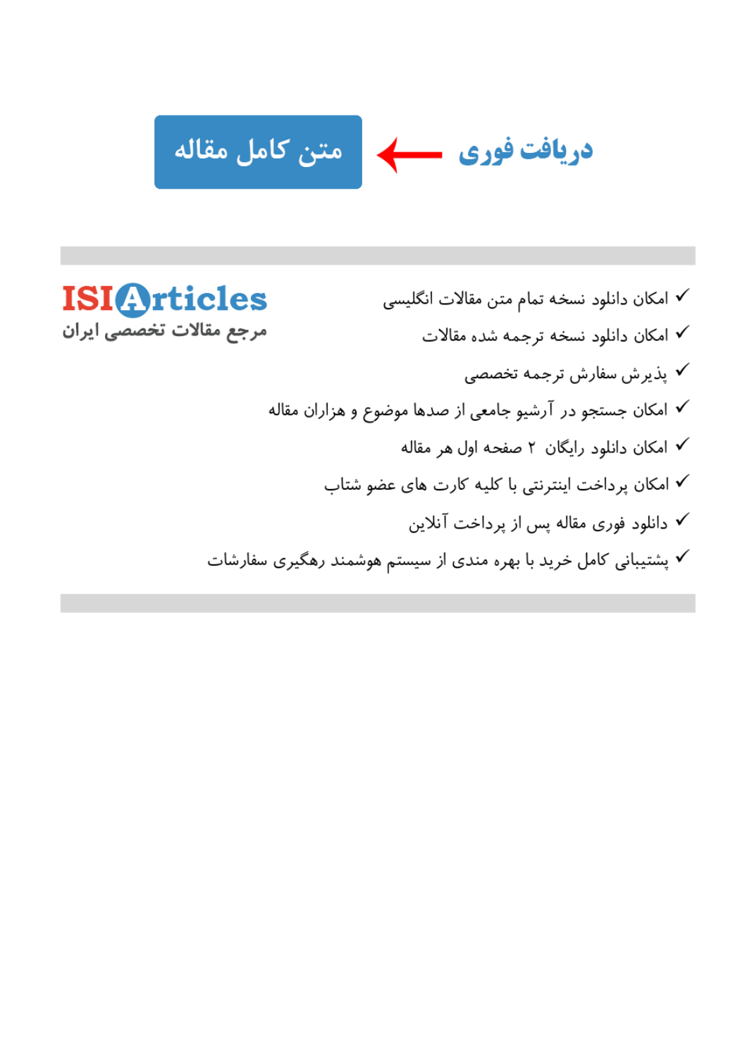دریافت فوری ← متن کامل مقاله

**ISIArticles**

مرجع مقالات تخصصی ایران

- ✓ امکان دانلود نسخه تمام متن مقالات انگلیسی
- ✓ امکان دانلود نسخه ترجمه شده مقالات
- ✓ پذیرش سفارش ترجمه تخصصی
- ✓ امکان جستجو در آرشیو جامعی از صدها موضوع و هزاران مقاله
- ✓ امکان دانلود رایگان ۲ صفحه اول هر مقاله
- ✓ امکان پرداخت اینترنتی با کلیه کارت های عضو شتاب
- ✓ دانلود فوری مقاله پس از پرداخت آنلاین
- ✓ پشتیبانی کامل خرید با بهره مندی از سیستم هوشمند رهگیری سفارشات